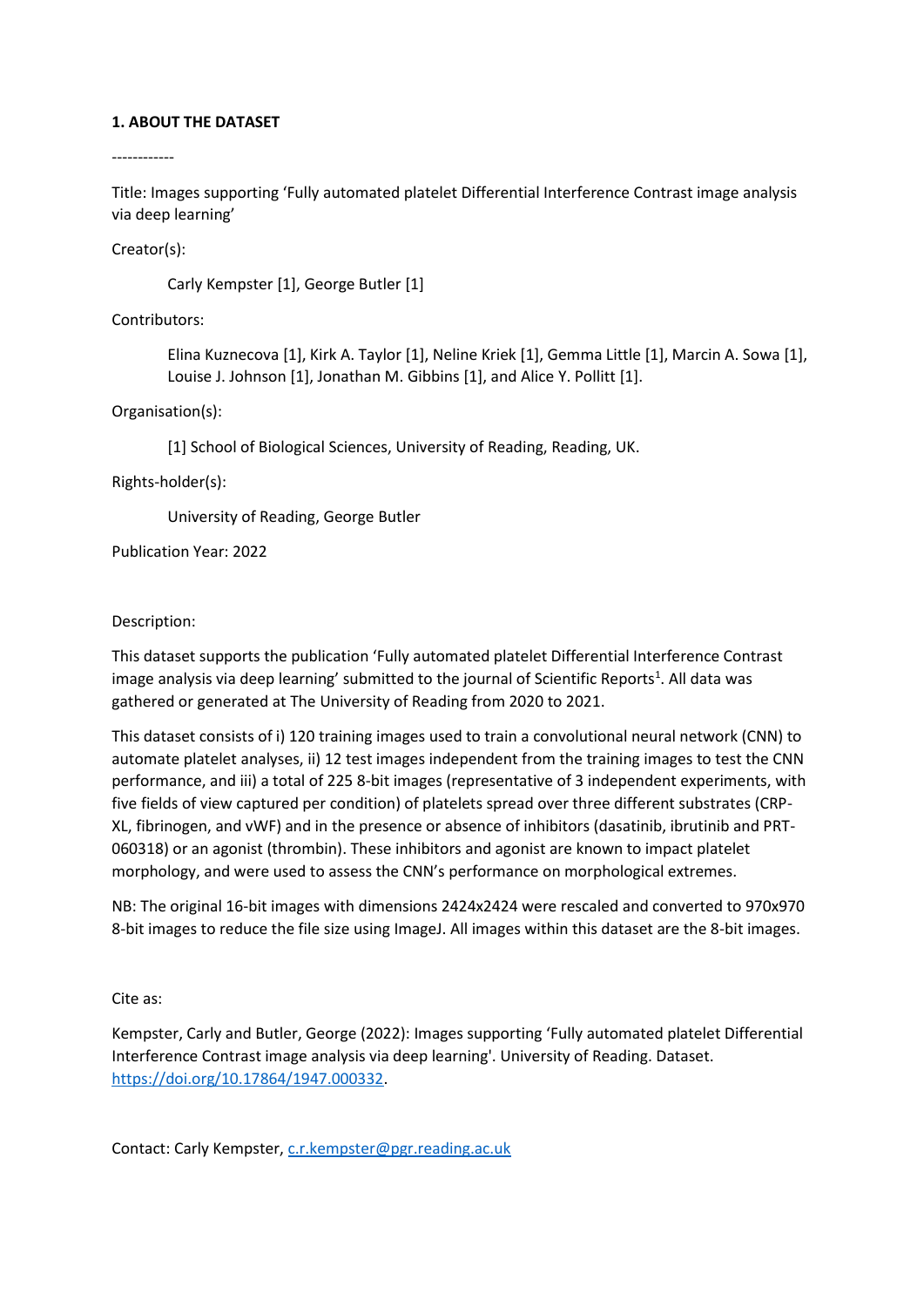**1. ABOUT THE DATASET**

------------

Title: Images supporting ‘Fully automated platelet Differential Interference Contrast image analysis via deep learning’

Creator(s):

Carly Kempster [1], George Butler [1]

Contributors:

Elina Kuznecova [1], Kirk A. Taylor [1], Neline Kriek [1], Gemma Little [1], Marcin A. Sowa [1], Louise J. Johnson [1], Jonathan M. Gibbins [1], and Alice Y. Pollitt [1].

Organisation(s):

[1] School of Biological Sciences, University of Reading, Reading, UK.

Rights-holder(s):

University of Reading, George Butler

Publication Year: 2022

Description:

This dataset supports the publication ‘Fully automated platelet Differential Interference Contrast image analysis via deep learning’ submitted to the journal of Scientific Reports[1]. All data was gathered or generated at The University of Reading from 2020 to 2021.

This dataset consists of i) 120 training images used to train a convolutional neural network (CNN) to automate platelet analyses, ii) 12 test images independent from the training images to test the CNN performance, and iii) a total of 225 8-bit images (representative of 3 independent experiments, with five fields of view captured per condition) of platelets spread over three different substrates (CRP-XL, fibrinogen, and vWF) and in the presence or absence of inhibitors (dasatinib, ibrutinib and PRT-060318) or an agonist (thrombin). These inhibitors and agonist are known to impact platelet morphology, and were used to assess the CNN’s performance on morphological extremes.

NB: The original 16-bit images with dimensions 2424x2424 were rescaled and converted to 970x970 8-bit images to reduce the file size using ImageJ. All images within this dataset are the 8-bit images.

Cite as:

Kempster, Carly and Butler, George (2022): Images supporting ‘Fully automated platelet Differential Interference Contrast image analysis via deep learning'. University of Reading. Dataset. https://doi.org/10.17864/1947.000332.

Contact: Carly Kempster, c.r.kempster@pgr.reading.ac.uk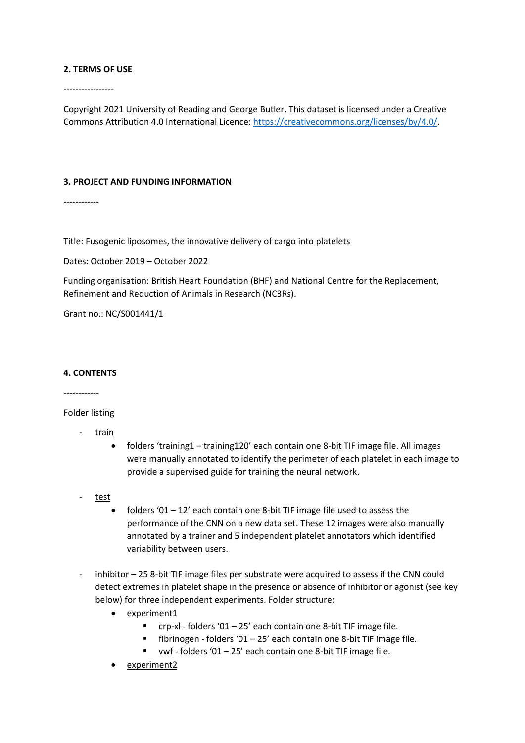**2. TERMS OF USE**

-----------------

Copyright 2021 University of Reading and George Butler. This dataset is licensed under a Creative Commons Attribution 4.0 International Licence: https://creativecommons.org/licenses/by/4.0/.

**3. PROJECT AND FUNDING INFORMATION**

------------

Title: Fusogenic liposomes, the innovative delivery of cargo into platelets

Dates: October 2019 – October 2022

Funding organisation: British Heart Foundation (BHF) and National Centre for the Replacement, Refinement and Reduction of Animals in Research (NC3Rs).

Grant no.: NC/S001441/1

**4. CONTENTS**

------------

Folder listing

- train
  - folders 'training1 – training120' each contain one 8-bit TIF image file. All images were manually annotated to identify the perimeter of each platelet in each image to provide a supervised guide for training the neural network.
- test
  - folders '01 – 12' each contain one 8-bit TIF image file used to assess the performance of the CNN on a new data set. These 12 images were also manually annotated by a trainer and 5 independent platelet annotators which identified variability between users.
- inhibitor – 25 8-bit TIF image files per substrate were acquired to assess if the CNN could detect extremes in platelet shape in the presence or absence of inhibitor or agonist (see key below) for three independent experiments. Folder structure:
  - experiment1
    - crp-xl - folders '01 – 25' each contain one 8-bit TIF image file.
    - fibrinogen - folders '01 – 25' each contain one 8-bit TIF image file.
    - vwf - folders '01 – 25' each contain one 8-bit TIF image file.
  - experiment2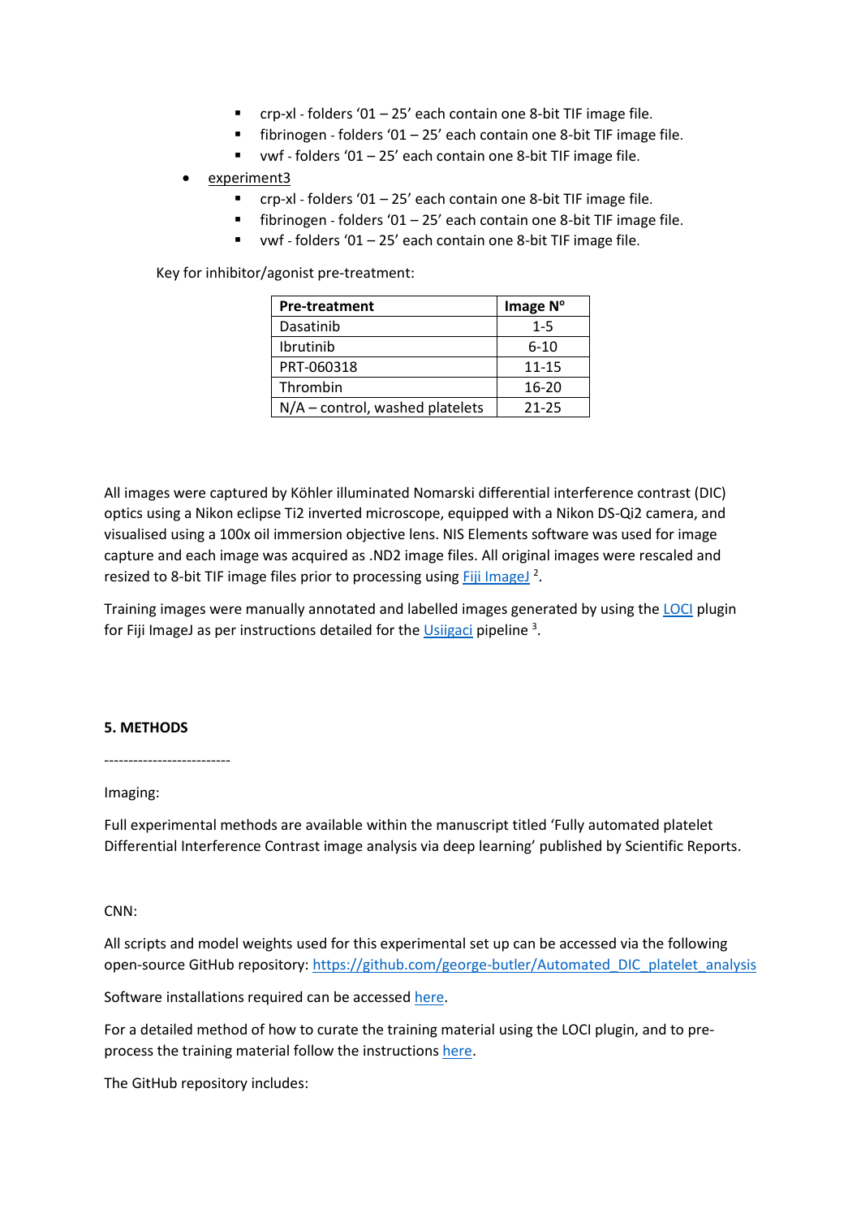- crp-xl - folders '01 – 25' each contain one 8-bit TIF image file.
  - fibrinogen - folders '01 – 25' each contain one 8-bit TIF image file.
  - vwf - folders '01 – 25' each contain one 8-bit TIF image file.
- experiment3
  - crp-xl - folders '01 – 25' each contain one 8-bit TIF image file.
  - fibrinogen - folders '01 – 25' each contain one 8-bit TIF image file.
  - vwf - folders '01 – 25' each contain one 8-bit TIF image file.

Key for inhibitor/agonist pre-treatment:

| Pre-treatment | Image N° |
|---|---|
| Dasatinib | 1-5 |
| Ibrutinib | 6-10 |
| PRT-060318 | 11-15 |
| Thrombin | 16-20 |
| N/A – control, washed platelets | 21-25 |

All images were captured by Köhler illuminated Nomarski differential interference contrast (DIC) optics using a Nikon eclipse Ti2 inverted microscope, equipped with a Nikon DS-Qi2 camera, and visualised using a 100x oil immersion objective lens. NIS Elements software was used for image capture and each image was acquired as .ND2 image files. All original images were rescaled and resized to 8-bit TIF image files prior to processing using Fiji ImageJ [2].

Training images were manually annotated and labelled images generated by using the LOCI plugin for Fiji ImageJ as per instructions detailed for the Usiigaci pipeline [3].

**5. METHODS**

--------------------------

Imaging:

Full experimental methods are available within the manuscript titled 'Fully automated platelet Differential Interference Contrast image analysis via deep learning' published by Scientific Reports.

CNN:

All scripts and model weights used for this experimental set up can be accessed via the following open-source GitHub repository: https://github.com/george-butler/Automated_DIC_platelet_analysis

Software installations required can be accessed here.

For a detailed method of how to curate the training material using the LOCI plugin, and to pre-process the training material follow the instructions here.

The GitHub repository includes: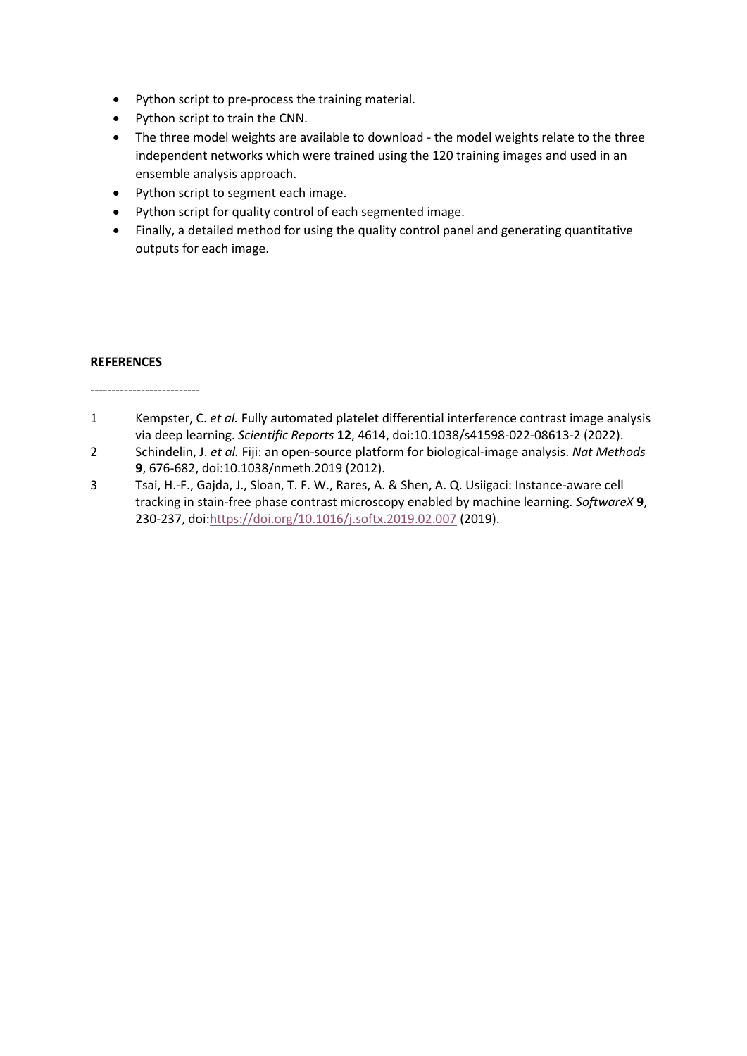- Python script to pre-process the training material.
- Python script to train the CNN.
- The three model weights are available to download - the model weights relate to the three independent networks which were trained using the 120 training images and used in an ensemble analysis approach.
- Python script to segment each image.
- Python script for quality control of each segmented image.
- Finally, a detailed method for using the quality control panel and generating quantitative outputs for each image.

**REFERENCES**

--------------------------

1. Kempster, C. *et al.* Fully automated platelet differential interference contrast image analysis via deep learning. *Scientific Reports* **12**, 4614, doi:10.1038/s41598-022-08613-2 (2022).
2. Schindelin, J. *et al.* Fiji: an open-source platform for biological-image analysis. *Nat Methods* **9**, 676-682, doi:10.1038/nmeth.2019 (2012).
3. Tsai, H.-F., Gajda, J., Sloan, T. F. W., Rares, A. & Shen, A. Q. Usiigaci: Instance-aware cell tracking in stain-free phase contrast microscopy enabled by machine learning. *SoftwareX* **9**, 230-237, doi:https://doi.org/10.1016/j.softx.2019.02.007 (2019).